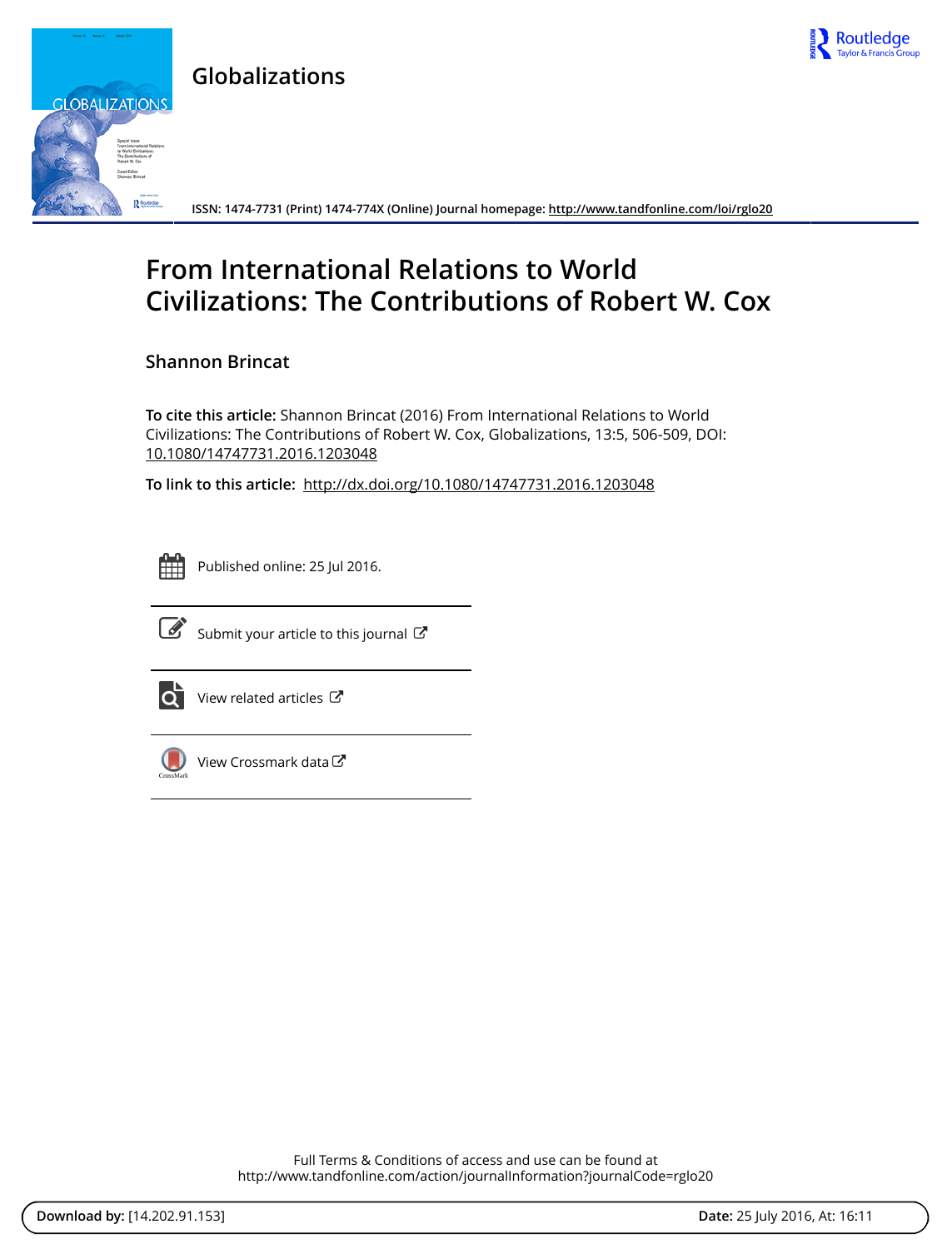Globalizations

ISSN: 1474-7731 (Print) 1474-774X (Online) Journal homepage: http://www.tandfonline.com/loi/rglo20

# From International Relations to World Civilizations: The Contributions of Robert W. Cox

**Shannon Brincat**

**To cite this article:** Shannon Brincat (2016) From International Relations to World Civilizations: The Contributions of Robert W. Cox, Globalizations, 13:5, 506-509, DOI: 10.1080/14747731.2016.1203048

**To link to this article:** http://dx.doi.org/10.1080/14747731.2016.1203048

Published online: 25 Jul 2016.

Submit your article to this journal

View related articles

View Crossmark data

Full Terms & Conditions of access and use can be found at
http://www.tandfonline.com/action/journalInformation?journalCode=rglo20

**Download by:** [14.202.91.153] **Date:** 25 July 2016, At: 16:11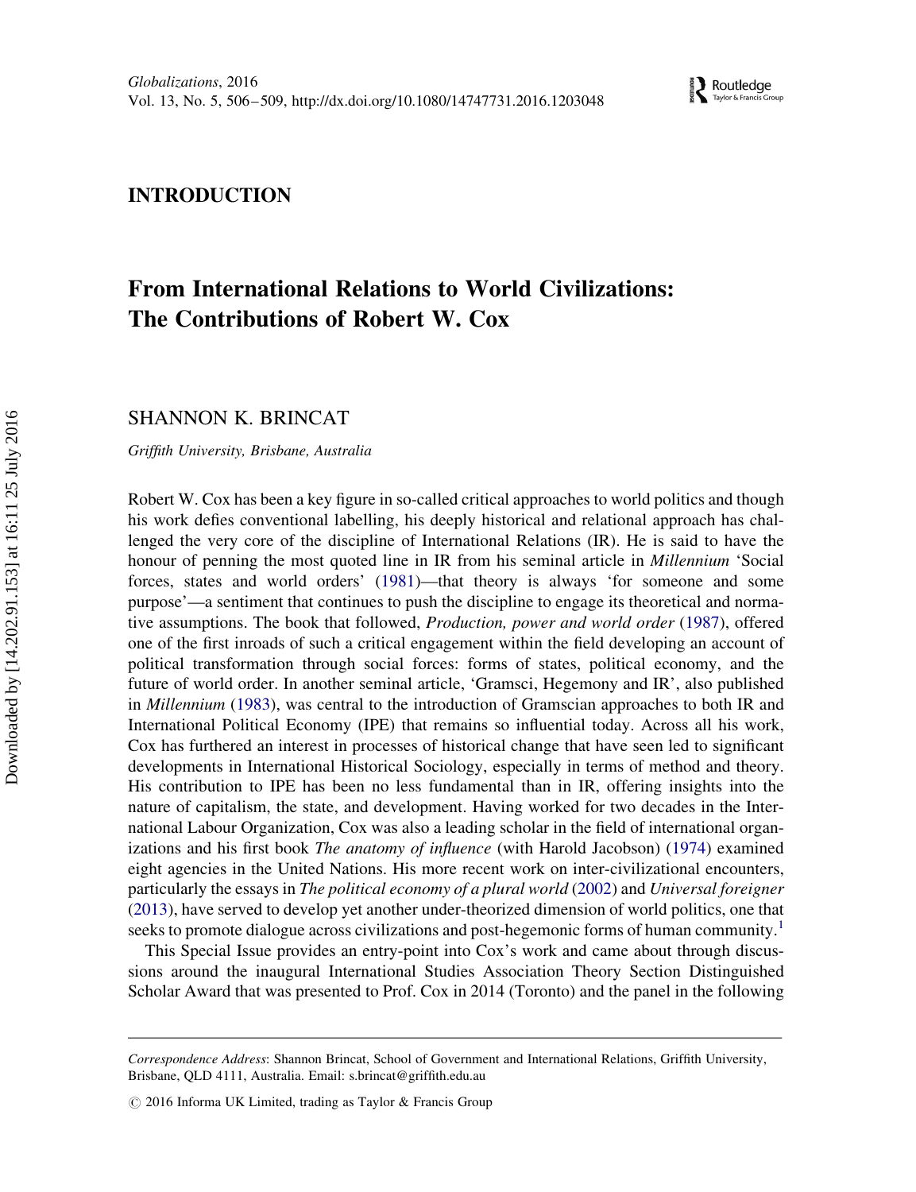## INTRODUCTION

# From International Relations to World Civilizations: The Contributions of Robert W. Cox

SHANNON K. BRINCAT

*Griffith University, Brisbane, Australia*

Robert W. Cox has been a key figure in so-called critical approaches to world politics and though his work defies conventional labelling, his deeply historical and relational approach has challenged the very core of the discipline of International Relations (IR). He is said to have the honour of penning the most quoted line in IR from his seminal article in *Millennium* 'Social forces, states and world orders' (1981)—that theory is always 'for someone and some purpose'—a sentiment that continues to push the discipline to engage its theoretical and normative assumptions. The book that followed, *Production, power and world order* (1987), offered one of the first inroads of such a critical engagement within the field developing an account of political transformation through social forces: forms of states, political economy, and the future of world order. In another seminal article, 'Gramsci, Hegemony and IR', also published in *Millennium* (1983), was central to the introduction of Gramscian approaches to both IR and International Political Economy (IPE) that remains so influential today. Across all his work, Cox has furthered an interest in processes of historical change that have seen led to significant developments in International Historical Sociology, especially in terms of method and theory. His contribution to IPE has been no less fundamental than in IR, offering insights into the nature of capitalism, the state, and development. Having worked for two decades in the International Labour Organization, Cox was also a leading scholar in the field of international organizations and his first book *The anatomy of influence* (with Harold Jacobson) (1974) examined eight agencies in the United Nations. His more recent work on inter-civilizational encounters, particularly the essays in *The political economy of a plural world* (2002) and *Universal foreigner* (2013), have served to develop yet another under-theorized dimension of world politics, one that seeks to promote dialogue across civilizations and post-hegemonic forms of human community.[1]

This Special Issue provides an entry-point into Cox's work and came about through discussions around the inaugural International Studies Association Theory Section Distinguished Scholar Award that was presented to Prof. Cox in 2014 (Toronto) and the panel in the following

---

*Correspondence Address*: Shannon Brincat, School of Government and International Relations, Griffith University, Brisbane, QLD 4111, Australia. Email: s.brincat@griffith.edu.au

© 2016 Informa UK Limited, trading as Taylor & Francis Group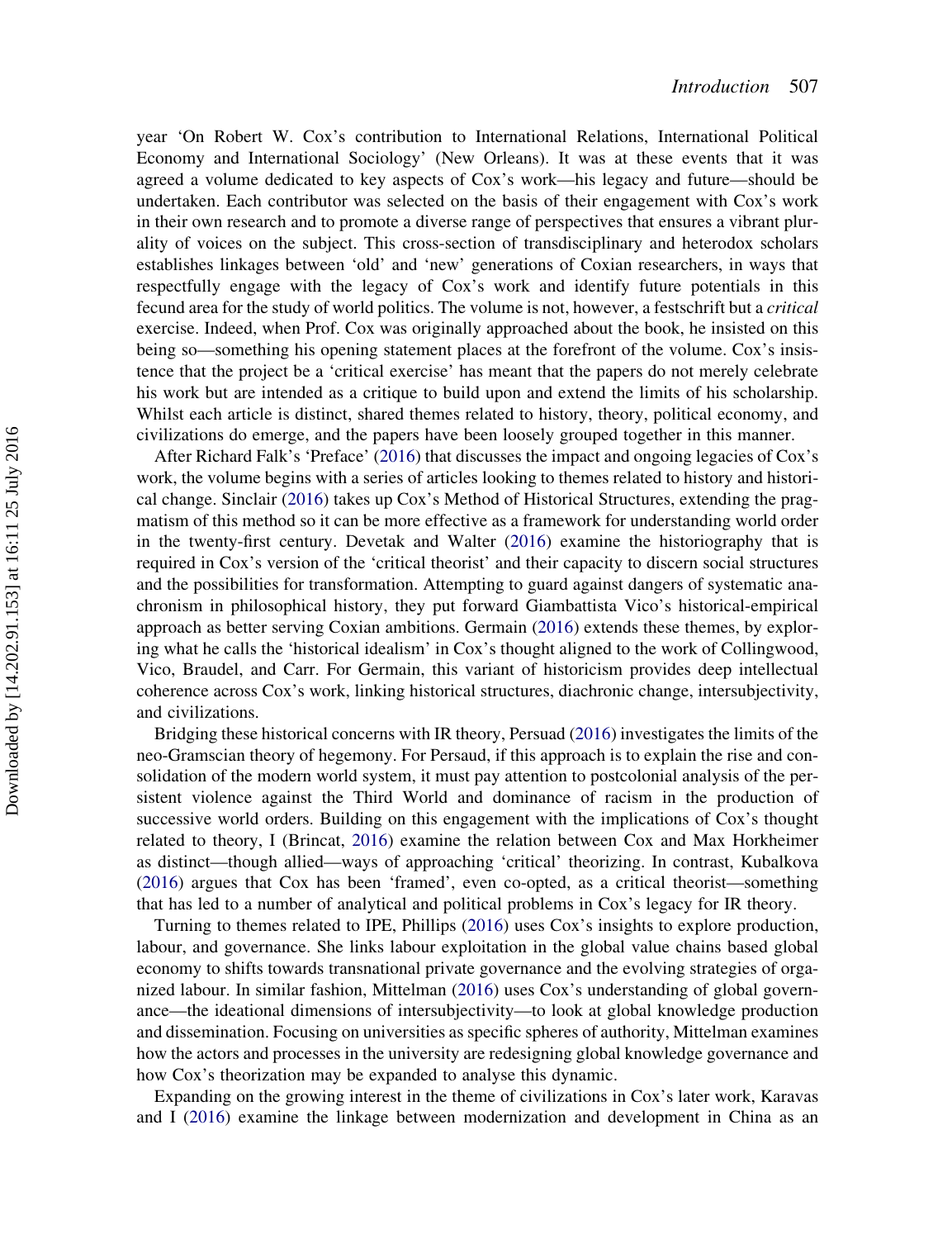year 'On Robert W. Cox's contribution to International Relations, International Political Economy and International Sociology' (New Orleans). It was at these events that it was agreed a volume dedicated to key aspects of Cox's work—his legacy and future—should be undertaken. Each contributor was selected on the basis of their engagement with Cox's work in their own research and to promote a diverse range of perspectives that ensures a vibrant plurality of voices on the subject. This cross-section of transdisciplinary and heterodox scholars establishes linkages between 'old' and 'new' generations of Coxian researchers, in ways that respectfully engage with the legacy of Cox's work and identify future potentials in this fecund area for the study of world politics. The volume is not, however, a festschrift but a *critical* exercise. Indeed, when Prof. Cox was originally approached about the book, he insisted on this being so—something his opening statement places at the forefront of the volume. Cox's insistence that the project be a 'critical exercise' has meant that the papers do not merely celebrate his work but are intended as a critique to build upon and extend the limits of his scholarship. Whilst each article is distinct, shared themes related to history, theory, political economy, and civilizations do emerge, and the papers have been loosely grouped together in this manner.

After Richard Falk's 'Preface' (2016) that discusses the impact and ongoing legacies of Cox's work, the volume begins with a series of articles looking to themes related to history and historical change. Sinclair (2016) takes up Cox's Method of Historical Structures, extending the pragmatism of this method so it can be more effective as a framework for understanding world order in the twenty-first century. Devetak and Walter (2016) examine the historiography that is required in Cox's version of the 'critical theorist' and their capacity to discern social structures and the possibilities for transformation. Attempting to guard against dangers of systematic anachronism in philosophical history, they put forward Giambattista Vico's historical-empirical approach as better serving Coxian ambitions. Germain (2016) extends these themes, by exploring what he calls the 'historical idealism' in Cox's thought aligned to the work of Collingwood, Vico, Braudel, and Carr. For Germain, this variant of historicism provides deep intellectual coherence across Cox's work, linking historical structures, diachronic change, intersubjectivity, and civilizations.

Bridging these historical concerns with IR theory, Persaud (2016) investigates the limits of the neo-Gramscian theory of hegemony. For Persaud, if this approach is to explain the rise and consolidation of the modern world system, it must pay attention to postcolonial analysis of the persistent violence against the Third World and dominance of racism in the production of successive world orders. Building on this engagement with the implications of Cox's thought related to theory, I (Brincat, 2016) examine the relation between Cox and Max Horkheimer as distinct—though allied—ways of approaching 'critical' theorizing. In contrast, Kubalkova (2016) argues that Cox has been 'framed', even co-opted, as a critical theorist—something that has led to a number of analytical and political problems in Cox's legacy for IR theory.

Turning to themes related to IPE, Phillips (2016) uses Cox's insights to explore production, labour, and governance. She links labour exploitation in the global value chains based global economy to shifts towards transnational private governance and the evolving strategies of organized labour. In similar fashion, Mittelman (2016) uses Cox's understanding of global governance—the ideational dimensions of intersubjectivity—to look at global knowledge production and dissemination. Focusing on universities as specific spheres of authority, Mittelman examines how the actors and processes in the university are redesigning global knowledge governance and how Cox's theorization may be expanded to analyse this dynamic.

Expanding on the growing interest in the theme of civilizations in Cox's later work, Karavas and I (2016) examine the linkage between modernization and development in China as an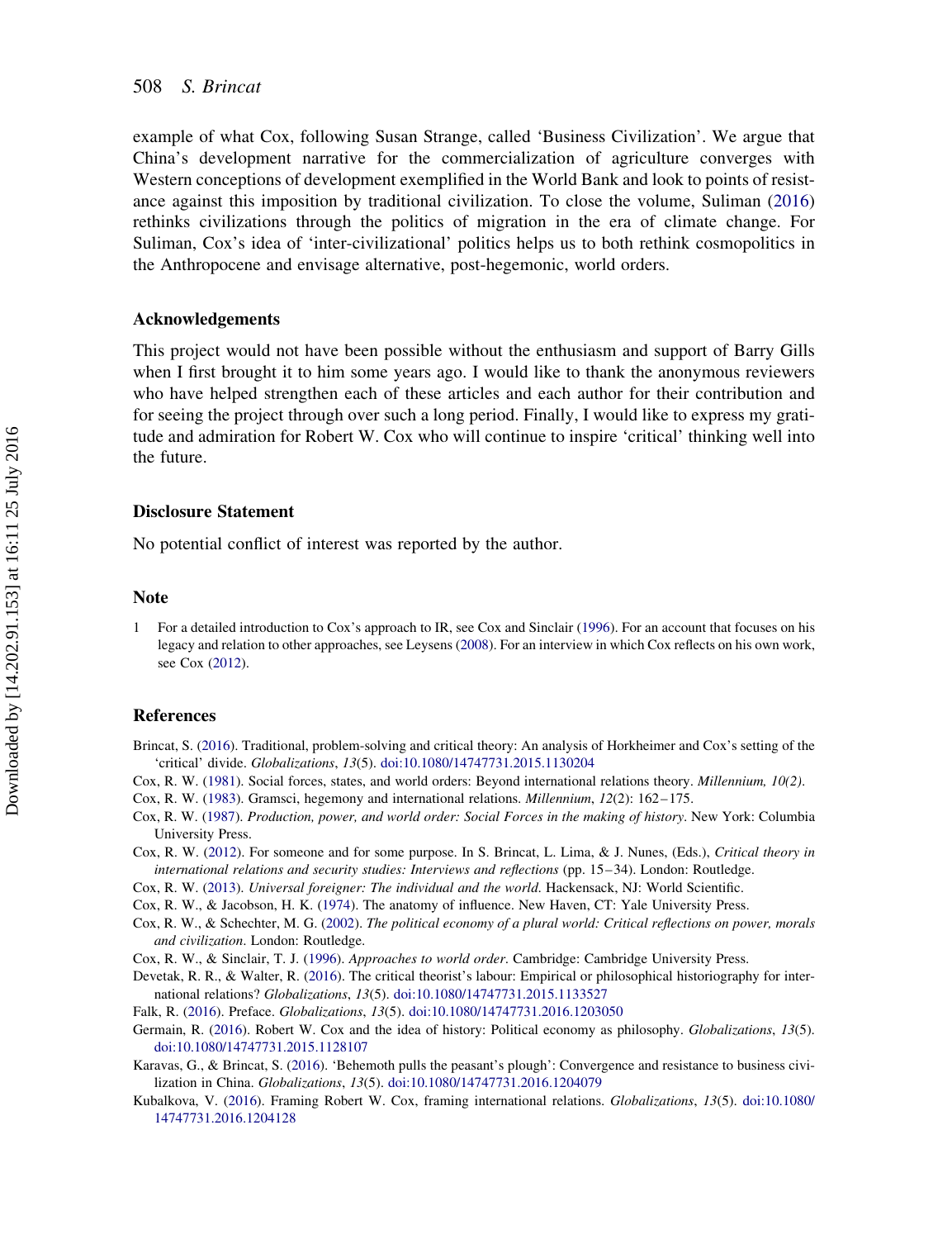example of what Cox, following Susan Strange, called 'Business Civilization'. We argue that China's development narrative for the commercialization of agriculture converges with Western conceptions of development exemplified in the World Bank and look to points of resistance against this imposition by traditional civilization. To close the volume, Suliman (2016) rethinks civilizations through the politics of migration in the era of climate change. For Suliman, Cox's idea of 'inter-civilizational' politics helps us to both rethink cosmopolitics in the Anthropocene and envisage alternative, post-hegemonic, world orders.

### Acknowledgements

This project would not have been possible without the enthusiasm and support of Barry Gills when I first brought it to him some years ago. I would like to thank the anonymous reviewers who have helped strengthen each of these articles and each author for their contribution and for seeing the project through over such a long period. Finally, I would like to express my gratitude and admiration for Robert W. Cox who will continue to inspire 'critical' thinking well into the future.

### Disclosure Statement

No potential conflict of interest was reported by the author.

### Note

1 For a detailed introduction to Cox's approach to IR, see Cox and Sinclair (1996). For an account that focuses on his legacy and relation to other approaches, see Leysens (2008). For an interview in which Cox reflects on his own work, see Cox (2012).

### References

Brincat, S. (2016). Traditional, problem-solving and critical theory: An analysis of Horkheimer and Cox's setting of the 'critical' divide. *Globalizations*, *13*(5). doi:10.1080/14747731.2015.1130204

Cox, R. W. (1981). Social forces, states, and world orders: Beyond international relations theory. *Millennium, 10(2)*.

Cox, R. W. (1983). Gramsci, hegemony and international relations. *Millennium*, *12*(2): 162–175.

Cox, R. W. (1987). *Production, power, and world order: Social Forces in the making of history*. New York: Columbia University Press.

Cox, R. W. (2012). For someone and for some purpose. In S. Brincat, L. Lima, & J. Nunes, (Eds.), *Critical theory in international relations and security studies: Interviews and reflections* (pp. 15–34). London: Routledge.

Cox, R. W. (2013). *Universal foreigner: The individual and the world*. Hackensack, NJ: World Scientific.

Cox, R. W., & Jacobson, H. K. (1974). The anatomy of influence. New Haven, CT: Yale University Press.

Cox, R. W., & Schechter, M. G. (2002). *The political economy of a plural world: Critical reflections on power, morals and civilization*. London: Routledge.

Cox, R. W., & Sinclair, T. J. (1996). *Approaches to world order*. Cambridge: Cambridge University Press.

Devetak, R. R., & Walter, R. (2016). The critical theorist's labour: Empirical or philosophical historiography for international relations? *Globalizations*, *13*(5). doi:10.1080/14747731.2015.1133527

Falk, R. (2016). Preface. *Globalizations*, *13*(5). doi:10.1080/14747731.2016.1203050

Germain, R. (2016). Robert W. Cox and the idea of history: Political economy as philosophy. *Globalizations*, *13*(5). doi:10.1080/14747731.2015.1128107

Karavas, G., & Brincat, S. (2016). 'Behemoth pulls the peasant's plough': Convergence and resistance to business civilization in China. *Globalizations*, *13*(5). doi:10.1080/14747731.2016.1204079

Kubalkova, V. (2016). Framing Robert W. Cox, framing international relations. *Globalizations*, *13*(5). doi:10.1080/14747731.2016.1204128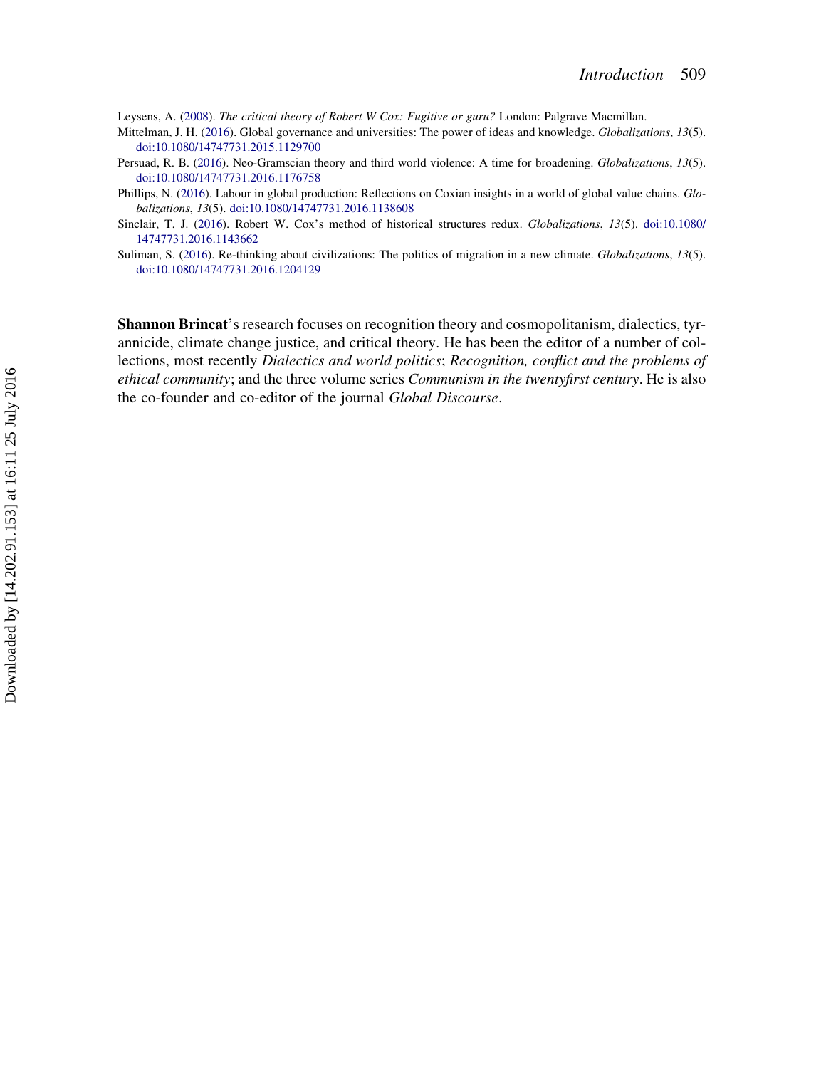Leysens, A. (2008). *The critical theory of Robert W Cox: Fugitive or guru?* London: Palgrave Macmillan.

Mittelman, J. H. (2016). Global governance and universities: The power of ideas and knowledge. *Globalizations*, *13*(5). doi:10.1080/14747731.2015.1129700

Persuad, R. B. (2016). Neo-Gramscian theory and third world violence: A time for broadening. *Globalizations*, *13*(5). doi:10.1080/14747731.2016.1176758

Phillips, N. (2016). Labour in global production: Reflections on Coxian insights in a world of global value chains. *Globalizations*, *13*(5). doi:10.1080/14747731.2016.1138608

Sinclair, T. J. (2016). Robert W. Cox's method of historical structures redux. *Globalizations*, *13*(5). doi:10.1080/14747731.2016.1143662

Suliman, S. (2016). Re-thinking about civilizations: The politics of migration in a new climate. *Globalizations*, *13*(5). doi:10.1080/14747731.2016.1204129

**Shannon Brincat**'s research focuses on recognition theory and cosmopolitanism, dialectics, tyrannicide, climate change justice, and critical theory. He has been the editor of a number of collections, most recently *Dialectics and world politics*; *Recognition, conflict and the problems of ethical community*; and the three volume series *Communism in the twentyfirst century*. He is also the co-founder and co-editor of the journal *Global Discourse*.